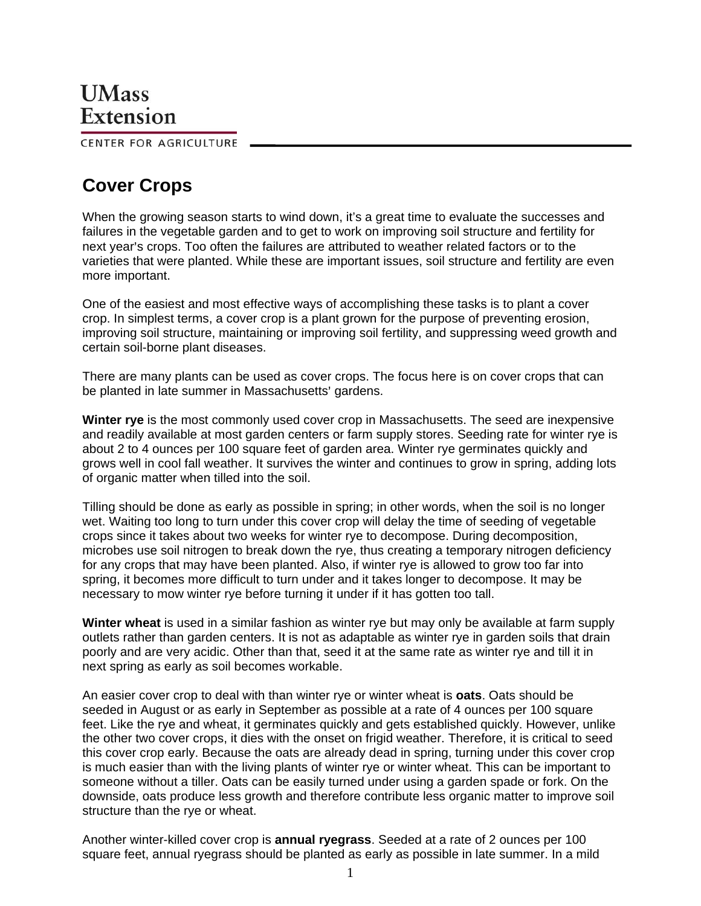UMass Extension

CENTER FOR AGRICULTURE

# Cover Crops

When the growing season starts to wind down, it's a great time to evaluate the successes and failures in the vegetable garden and to get to work on improving soil structure and fertility for next year's crops. Too often the failures are attributed to weather related factors or to the varieties that were planted. While these are important issues, soil structure and fertility are even more important.

One of the easiest and most effective ways of accomplishing these tasks is to plant a cover crop. In simplest terms, a cover crop is a plant grown for the purpose of preventing erosion, improving soil structure, maintaining or improving soil fertility, and suppressing weed growth and certain soil-borne plant diseases.

There are many plants can be used as cover crops. The focus here is on cover crops that can be planted in late summer in Massachusetts' gardens.

**Winter rye** is the most commonly used cover crop in Massachusetts. The seed are inexpensive and readily available at most garden centers or farm supply stores. Seeding rate for winter rye is about 2 to 4 ounces per 100 square feet of garden area. Winter rye germinates quickly and grows well in cool fall weather. It survives the winter and continues to grow in spring, adding lots of organic matter when tilled into the soil.

Tilling should be done as early as possible in spring; in other words, when the soil is no longer wet. Waiting too long to turn under this cover crop will delay the time of seeding of vegetable crops since it takes about two weeks for winter rye to decompose. During decomposition, microbes use soil nitrogen to break down the rye, thus creating a temporary nitrogen deficiency for any crops that may have been planted. Also, if winter rye is allowed to grow too far into spring, it becomes more difficult to turn under and it takes longer to decompose. It may be necessary to mow winter rye before turning it under if it has gotten too tall.

**Winter wheat** is used in a similar fashion as winter rye but may only be available at farm supply outlets rather than garden centers. It is not as adaptable as winter rye in garden soils that drain poorly and are very acidic. Other than that, seed it at the same rate as winter rye and till it in next spring as early as soil becomes workable.

An easier cover crop to deal with than winter rye or winter wheat is **oats**. Oats should be seeded in August or as early in September as possible at a rate of 4 ounces per 100 square feet. Like the rye and wheat, it germinates quickly and gets established quickly. However, unlike the other two cover crops, it dies with the onset on frigid weather. Therefore, it is critical to seed this cover crop early. Because the oats are already dead in spring, turning under this cover crop is much easier than with the living plants of winter rye or winter wheat. This can be important to someone without a tiller. Oats can be easily turned under using a garden spade or fork. On the downside, oats produce less growth and therefore contribute less organic matter to improve soil structure than the rye or wheat.

Another winter-killed cover crop is **annual ryegrass**. Seeded at a rate of 2 ounces per 100 square feet, annual ryegrass should be planted as early as possible in late summer. In a mild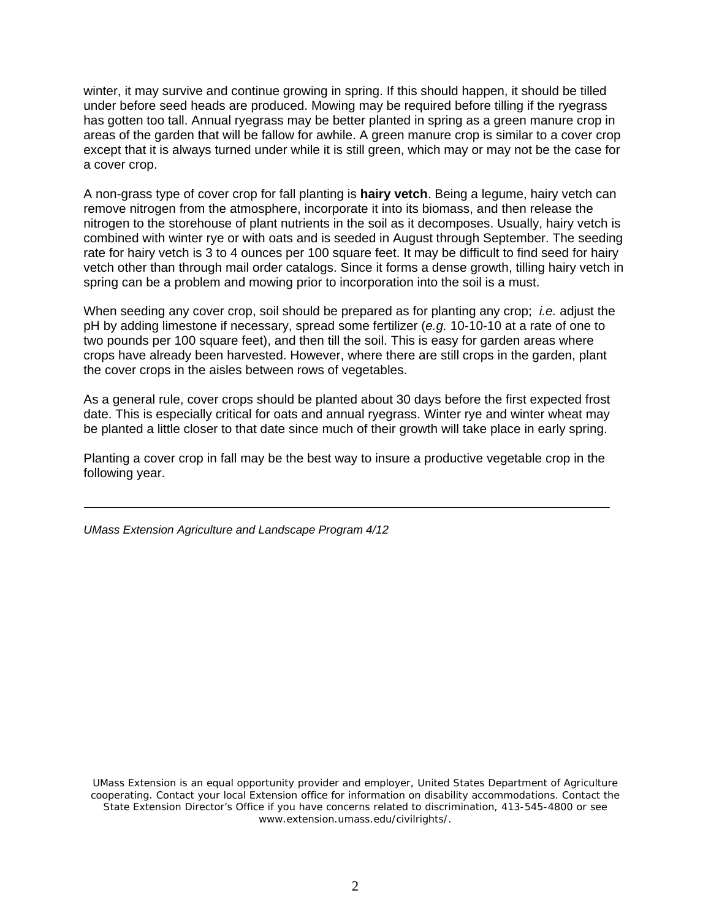winter, it may survive and continue growing in spring. If this should happen, it should be tilled under before seed heads are produced. Mowing may be required before tilling if the ryegrass has gotten too tall. Annual ryegrass may be better planted in spring as a green manure crop in areas of the garden that will be fallow for awhile. A green manure crop is similar to a cover crop except that it is always turned under while it is still green, which may or may not be the case for a cover crop.

A non-grass type of cover crop for fall planting is **hairy vetch**. Being a legume, hairy vetch can remove nitrogen from the atmosphere, incorporate it into its biomass, and then release the nitrogen to the storehouse of plant nutrients in the soil as it decomposes. Usually, hairy vetch is combined with winter rye or with oats and is seeded in August through September. The seeding rate for hairy vetch is 3 to 4 ounces per 100 square feet. It may be difficult to find seed for hairy vetch other than through mail order catalogs. Since it forms a dense growth, tilling hairy vetch in spring can be a problem and mowing prior to incorporation into the soil is a must.

When seeding any cover crop, soil should be prepared as for planting any crop; *i.e.* adjust the pH by adding limestone if necessary, spread some fertilizer (*e.g.* 10-10-10 at a rate of one to two pounds per 100 square feet), and then till the soil. This is easy for garden areas where crops have already been harvested. However, where there are still crops in the garden, plant the cover crops in the aisles between rows of vegetables.

As a general rule, cover crops should be planted about 30 days before the first expected frost date. This is especially critical for oats and annual ryegrass. Winter rye and winter wheat may be planted a little closer to that date since much of their growth will take place in early spring.

Planting a cover crop in fall may be the best way to insure a productive vegetable crop in the following year.

---

*UMass Extension Agriculture and Landscape Program 4/12*

UMass Extension is an equal opportunity provider and employer, United States Department of Agriculture cooperating. Contact your local Extension office for information on disability accommodations. Contact the State Extension Director's Office if you have concerns related to discrimination, 413-545-4800 or see www.extension.umass.edu/civilrights/.